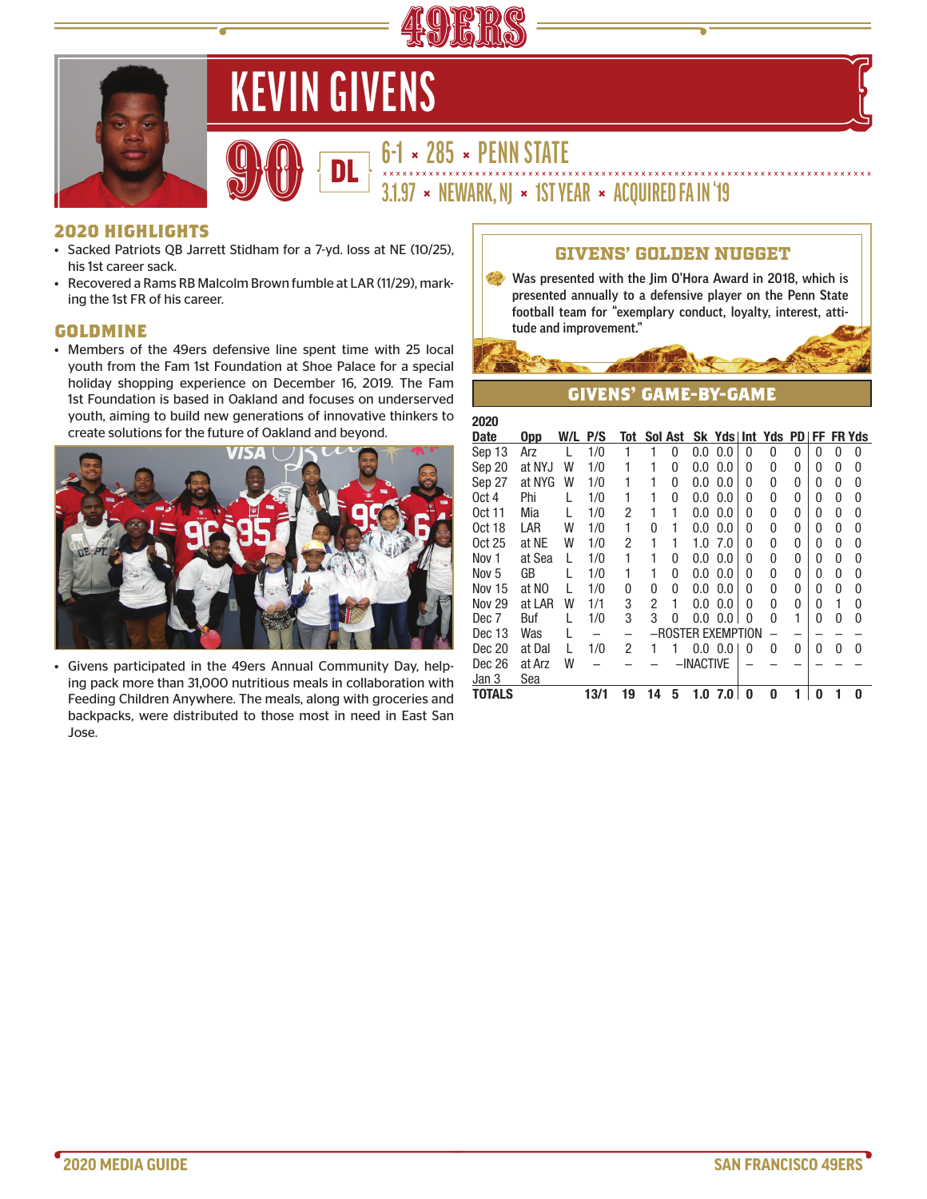# KEVIN GIVENS

**90** | **DL**

6-1 × 285 × PENN STATE

3.1.97 × NEWARK, NJ × 1ST YEAR × ACQUIRED FA IN '19

## 2020 HIGHLIGHTS

- Sacked Patriots QB Jarrett Stidham for a 7-yd. loss at NE (10/25), his 1st career sack.
- Recovered a Rams RB Malcolm Brown fumble at LAR (11/29), marking the 1st FR of his career.

## GOLDMINE

- Members of the 49ers defensive line spent time with 25 local youth from the Fam 1st Foundation at Shoe Palace for a special holiday shopping experience on December 16, 2019. The Fam 1st Foundation is based in Oakland and focuses on underserved youth, aiming to build new generations of innovative thinkers to create solutions for the future of Oakland and beyond.
- Givens participated in the 49ers Annual Community Day, helping pack more than 31,000 nutritious meals in collaboration with Feeding Children Anywhere. The meals, along with groceries and backpacks, were distributed to those most in need in East San Jose.

## GIVENS' GOLDEN NUGGET

Was presented with the Jim O'Hora Award in 2018, which is presented annually to a defensive player on the Penn State football team for "exemplary conduct, loyalty, interest, attitude and improvement."

## GIVENS' GAME-BY-GAME

**2020**

| Date | Opp | W/L | P/S | Tot | Sol | Ast | Sk | Yds | Int | Yds | PD | FF | FR | Yds |
|---|---|---|---|---|---|---|---|---|---|---|---|---|---|---|
| Sep 13 | Arz | L | 1/0 | 1 | 1 | 0 | 0.0 | 0.0 | 0 | 0 | 0 | 0 | 0 | 0 |
| Sep 20 | at NYJ | W | 1/0 | 1 | 1 | 0 | 0.0 | 0.0 | 0 | 0 | 0 | 0 | 0 | 0 |
| Sep 27 | at NYG | W | 1/0 | 1 | 1 | 0 | 0.0 | 0.0 | 0 | 0 | 0 | 0 | 0 | 0 |
| Oct 4 | Phi | L | 1/0 | 1 | 1 | 0 | 0.0 | 0.0 | 0 | 0 | 0 | 0 | 0 | 0 |
| Oct 11 | Mia | L | 1/0 | 2 | 1 | 1 | 0.0 | 0.0 | 0 | 0 | 0 | 0 | 0 | 0 |
| Oct 18 | LAR | W | 1/0 | 1 | 0 | 1 | 0.0 | 0.0 | 0 | 0 | 0 | 0 | 0 | 0 |
| Oct 25 | at NE | W | 1/0 | 2 | 1 | 1 | 1.0 | 7.0 | 0 | 0 | 0 | 0 | 0 | 0 |
| Nov 1 | at Sea | L | 1/0 | 1 | 1 | 0 | 0.0 | 0.0 | 0 | 0 | 0 | 0 | 0 | 0 |
| Nov 5 | GB | L | 1/0 | 1 | 1 | 0 | 0.0 | 0.0 | 0 | 0 | 0 | 0 | 0 | 0 |
| Nov 15 | at NO | L | 1/0 | 0 | 0 | 0 | 0.0 | 0.0 | 0 | 0 | 0 | 0 | 0 | 0 |
| Nov 29 | at LAR | W | 1/1 | 3 | 2 | 1 | 0.0 | 0.0 | 0 | 0 | 0 | 0 | 1 | 0 |
| Dec 7 | Buf | L | 1/0 | 3 | 3 | 0 | 0.0 | 0.0 | 0 | 0 | 1 | 0 | 0 | 0 |
| Dec 13 | Was | L | – | – | –ROSTER EXEMPTION | | | | – | – | – | – | – | – |
| Dec 20 | at Dal | L | 1/0 | 2 | 1 | 1 | 0.0 | 0.0 | 0 | 0 | 0 | 0 | 0 | 0 |
| Dec 26 | at Arz | W | – | – | – | –INACTIVE | | | – | – | – | – | – | – |
| Jan 3 | Sea | | | | | | | | | | | | | |
| **TOTALS** | | | **13/1** | **19** | **14** | **5** | **1.0** | **7.0** | **0** | **0** | **1** | **0** | **1** | **0** |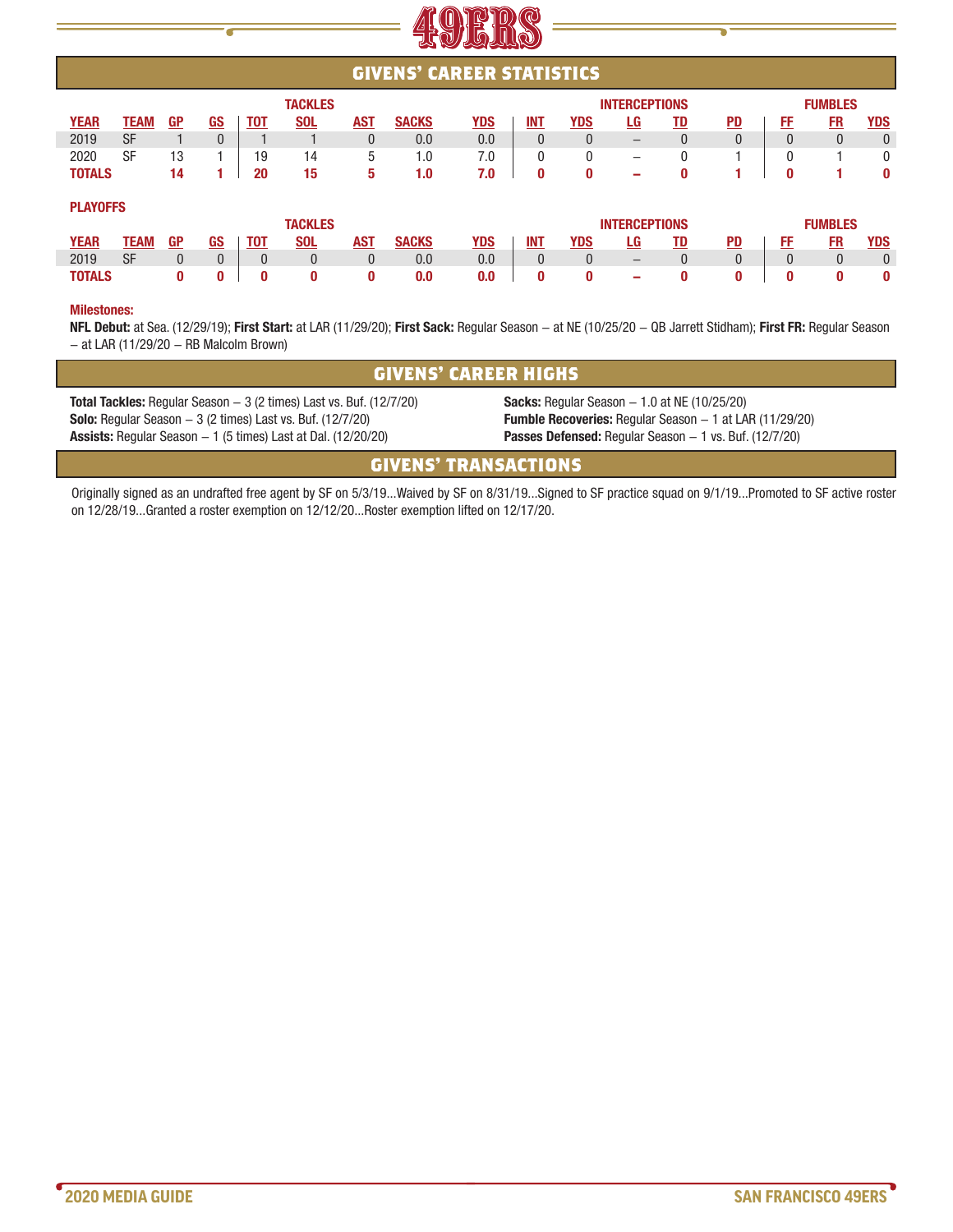## GIVENS' CAREER STATISTICS

| | | | | TACKLES | | | | | INTERCEPTIONS | | | | | FUMBLES | | |
|---|---|---|---|---|---|---|---|---|---|---|---|---|---|---|---|---|
| YEAR | TEAM | GP | GS | TOT | SOL | AST | SACKS | YDS | INT | YDS | LG | TD | PD | FF | FR | YDS |
| 2019 | SF | 1 | 0 | 1 | 1 | 0 | 0.0 | 0.0 | 0 | 0 | – | 0 | 0 | 0 | 0 | 0 |
| 2020 | SF | 13 | 1 | 19 | 14 | 5 | 1.0 | 7.0 | 0 | 0 | – | 0 | 1 | 0 | 1 | 0 |
| **TOTALS** | | **14** | **1** | **20** | **15** | **5** | **1.0** | **7.0** | **0** | **0** | **–** | **0** | **1** | **0** | **1** | **0** |

**PLAYOFFS**

| | | | | TACKLES | | | | | INTERCEPTIONS | | | | | FUMBLES | | |
|---|---|---|---|---|---|---|---|---|---|---|---|---|---|---|---|---|
| YEAR | TEAM | GP | GS | TOT | SOL | AST | SACKS | YDS | INT | YDS | LG | TD | PD | FF | FR | YDS |
| 2019 | SF | 0 | 0 | 0 | 0 | 0 | 0.0 | 0.0 | 0 | 0 | – | 0 | 0 | 0 | 0 | 0 |
| **TOTALS** | | **0** | **0** | **0** | **0** | **0** | **0.0** | **0.0** | **0** | **0** | **–** | **0** | **0** | **0** | **0** | **0** |

**Milestones:**

**NFL Debut:** at Sea. (12/29/19); **First Start:** at LAR (11/29/20); **First Sack:** Regular Season – at NE (10/25/20 – QB Jarrett Stidham); **First FR:** Regular Season – at LAR (11/29/20 – RB Malcolm Brown)

## GIVENS' CAREER HIGHS

**Total Tackles:** Regular Season – 3 (2 times) Last vs. Buf. (12/7/20)
**Solo:** Regular Season – 3 (2 times) Last vs. Buf. (12/7/20)
**Assists:** Regular Season – 1 (5 times) Last at Dal. (12/20/20)
**Sacks:** Regular Season – 1.0 at NE (10/25/20)
**Fumble Recoveries:** Regular Season – 1 at LAR (11/29/20)
**Passes Defensed:** Regular Season – 1 vs. Buf. (12/7/20)

## GIVENS' TRANSACTIONS

Originally signed as an undrafted free agent by SF on 5/3/19...Waived by SF on 8/31/19...Signed to SF practice squad on 9/1/19...Promoted to SF active roster on 12/28/19...Granted a roster exemption on 12/12/20...Roster exemption lifted on 12/17/20.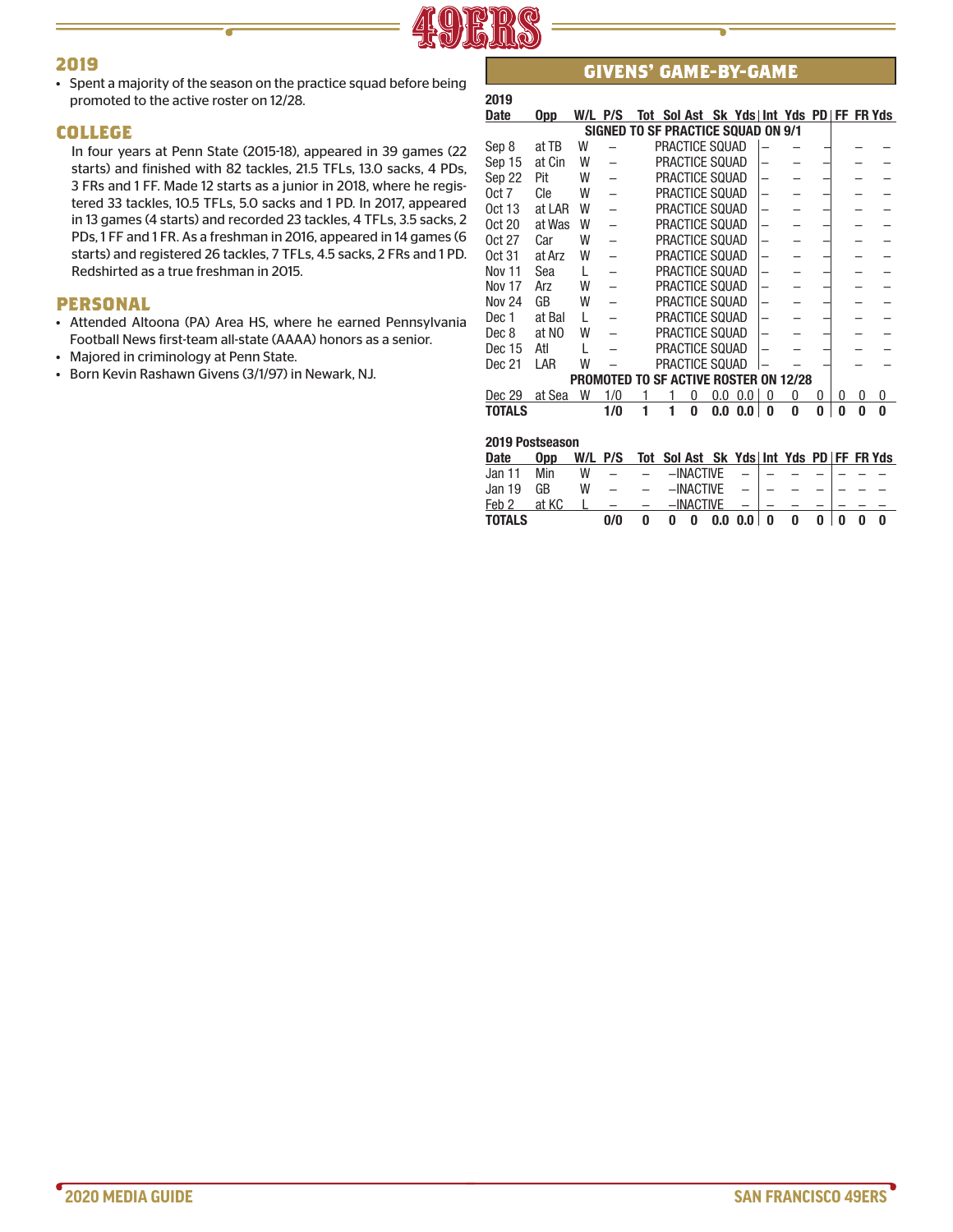## 2019

- Spent a majority of the season on the practice squad before being promoted to the active roster on 12/28.

## COLLEGE

In four years at Penn State (2015-18), appeared in 39 games (22 starts) and finished with 82 tackles, 21.5 TFLs, 13.0 sacks, 4 PDs, 3 FRs and 1 FF. Made 12 starts as a junior in 2018, where he registered 33 tackles, 10.5 TFLs, 5.0 sacks and 1 PD. In 2017, appeared in 13 games (4 starts) and recorded 23 tackles, 4 TFLs, 3.5 sacks, 2 PDs, 1 FF and 1 FR. As a freshman in 2016, appeared in 14 games (6 starts) and registered 26 tackles, 7 TFLs, 4.5 sacks, 2 FRs and 1 PD. Redshirted as a true freshman in 2015.

## PERSONAL

- Attended Altoona (PA) Area HS, where he earned Pennsylvania Football News first-team all-state (AAAA) honors as a senior.
- Majored in criminology at Penn State.
- Born Kevin Rashawn Givens (3/1/97) in Newark, NJ.

## GIVENS' GAME-BY-GAME

**2019**

| Date | Opp | W/L | P/S | Tot | Sol | Ast | Sk | Yds | Int | Yds | PD | FF | FR | Yds |
|---|---|---|---|---|---|---|---|---|---|---|---|---|---|---|
| SIGNED TO SF PRACTICE SQUAD ON 9/1 | | | | | | | | | | | | | | |
| Sep 8 | at TB | W | – | PRACTICE SQUAD | | | | | – | – | – | | – | – |
| Sep 15 | at Cin | W | – | PRACTICE SQUAD | | | | | – | – | – | | – | – |
| Sep 22 | Pit | W | – | PRACTICE SQUAD | | | | | – | – | – | | – | – |
| Oct 7 | Cle | W | – | PRACTICE SQUAD | | | | | – | – | – | | – | – |
| Oct 13 | at LAR | W | – | PRACTICE SQUAD | | | | | – | – | – | | – | – |
| Oct 20 | at Was | W | – | PRACTICE SQUAD | | | | | – | – | – | | – | – |
| Oct 27 | Car | W | – | PRACTICE SQUAD | | | | | – | – | – | | – | – |
| Oct 31 | at Arz | W | – | PRACTICE SQUAD | | | | | – | – | – | | – | – |
| Nov 11 | Sea | L | – | PRACTICE SQUAD | | | | | – | – | – | | – | – |
| Nov 17 | Arz | W | – | PRACTICE SQUAD | | | | | – | – | – | | – | – |
| Nov 24 | GB | W | – | PRACTICE SQUAD | | | | | – | – | – | | – | – |
| Dec 1 | at Bal | L | – | PRACTICE SQUAD | | | | | – | – | – | | – | – |
| Dec 8 | at NO | W | – | PRACTICE SQUAD | | | | | – | – | – | | – | – |
| Dec 15 | Atl | L | – | PRACTICE SQUAD | | | | | – | – | – | | – | – |
| Dec 21 | LAR | W | – | PRACTICE SQUAD | | | | | – | – | – | | – | – |
| PROMOTED TO SF ACTIVE ROSTER ON 12/28 | | | | | | | | | | | | | | |
| Dec 29 | at Sea | W | 1/0 | 1 | 1 | 0 | 0.0 | 0.0 | 0 | 0 | 0 | 0 | 0 | 0 |
| **TOTALS** | | | **1/0** | **1** | **1** | **0** | **0.0** | **0.0** | **0** | **0** | **0** | **0** | **0** | **0** |

**2019 Postseason**

| Date | Opp | W/L | P/S | Tot | Sol | Ast | Sk | Yds | Int | Yds | PD | FF | FR | Yds |
|---|---|---|---|---|---|---|---|---|---|---|---|---|---|---|
| Jan 11 | Min | W | – | – | –INACTIVE | | | – | – | – | – | – | – | – |
| Jan 19 | GB | W | – | – | –INACTIVE | | | – | – | – | – | – | – | – |
| Feb 2 | at KC | L | – | – | –INACTIVE | | | – | – | – | – | – | – | – |
| **TOTALS** | | | **0/0** | **0** | **0** | **0** | **0.0** | **0.0** | **0** | **0** | **0** | **0** | **0** | **0** |